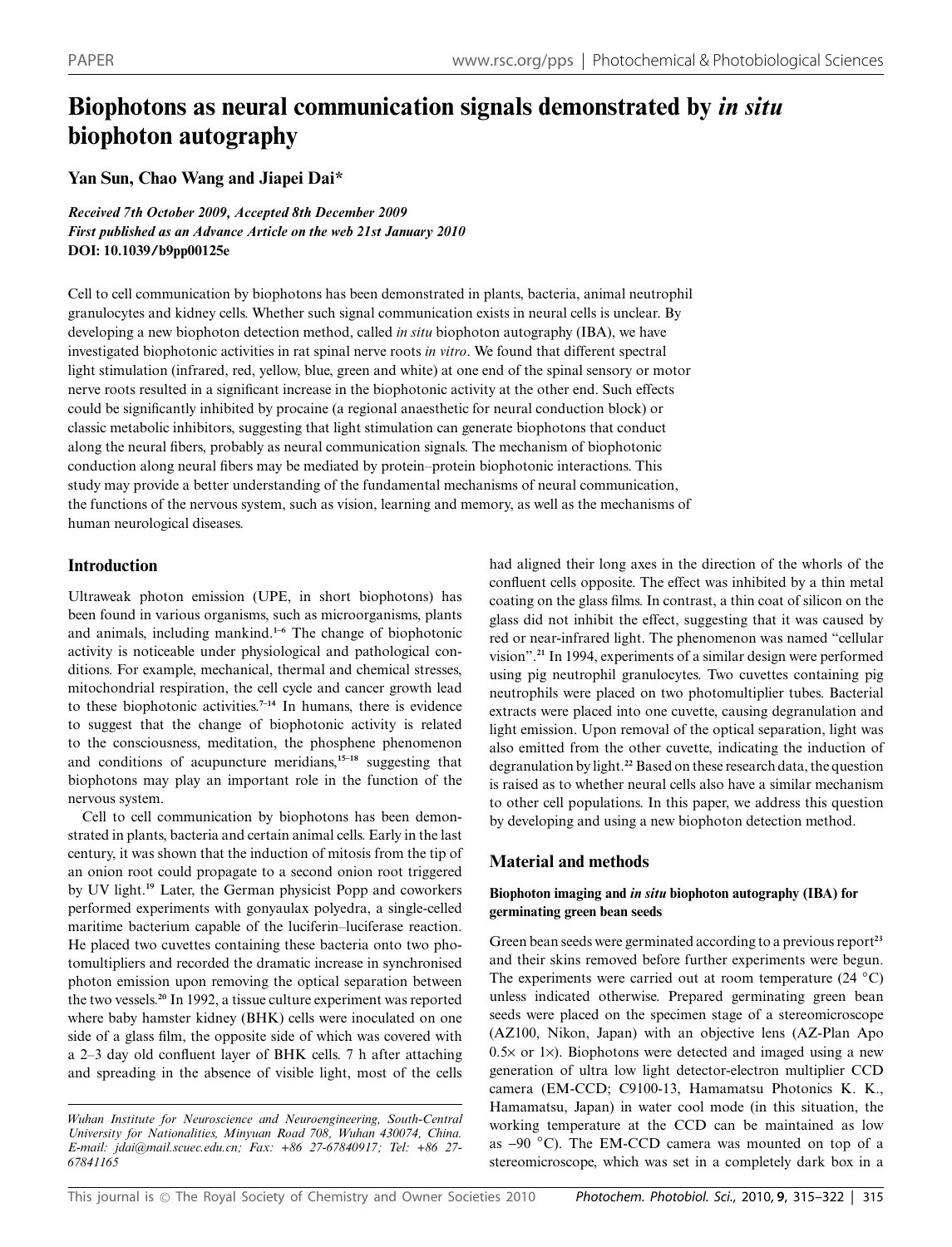# Biophotons as neural communication signals demonstrated by *in situ* biophoton autography

**Yan Sun, Chao Wang and Jiapei Dai\***

***Received 7th October 2009, Accepted 8th December 2009***
***First published as an Advance Article on the web 21st January 2010***
**DOI: 10.1039/b9pp00125e**

Cell to cell communication by biophotons has been demonstrated in plants, bacteria, animal neutrophil granulocytes and kidney cells. Whether such signal communication exists in neural cells is unclear. By developing a new biophoton detection method, called *in situ* biophoton autography (IBA), we have investigated biophotonic activities in rat spinal nerve roots *in vitro*. We found that different spectral light stimulation (infrared, red, yellow, blue, green and white) at one end of the spinal sensory or motor nerve roots resulted in a significant increase in the biophotonic activity at the other end. Such effects could be significantly inhibited by procaine (a regional anaesthetic for neural conduction block) or classic metabolic inhibitors, suggesting that light stimulation can generate biophotons that conduct along the neural fibers, probably as neural communication signals. The mechanism of biophotonic conduction along neural fibers may be mediated by protein–protein biophotonic interactions. This study may provide a better understanding of the fundamental mechanisms of neural communication, the functions of the nervous system, such as vision, learning and memory, as well as the mechanisms of human neurological diseases.

## Introduction

Ultraweak photon emission (UPE, in short biophotons) has been found in various organisms, such as microorganisms, plants and animals, including mankind.[1–6] The change of biophotonic activity is noticeable under physiological and pathological conditions. For example, mechanical, thermal and chemical stresses, mitochondrial respiration, the cell cycle and cancer growth lead to these biophotonic activities.[7–14] In humans, there is evidence to suggest that the change of biophotonic activity is related to the consciousness, meditation, the phosphene phenomenon and conditions of acupuncture meridians,[15–18] suggesting that biophotons may play an important role in the function of the nervous system.

Cell to cell communication by biophotons has been demonstrated in plants, bacteria and certain animal cells. Early in the last century, it was shown that the induction of mitosis from the tip of an onion root could propagate to a second onion root triggered by UV light.[19] Later, the German physicist Popp and coworkers performed experiments with gonyaulax polyedra, a single-celled maritime bacterium capable of the luciferin–luciferase reaction. He placed two cuvettes containing these bacteria onto two photomultipliers and recorded the dramatic increase in synchronised photon emission upon removing the optical separation between the two vessels.[20] In 1992, a tissue culture experiment was reported where baby hamster kidney (BHK) cells were inoculated on one side of a glass film, the opposite side of which was covered with a 2–3 day old confluent layer of BHK cells. 7 h after attaching and spreading in the absence of visible light, most of the cells had aligned their long axes in the direction of the whorls of the confluent cells opposite. The effect was inhibited by a thin metal coating on the glass films. In contrast, a thin coat of silicon on the glass did not inhibit the effect, suggesting that it was caused by red or near-infrared light. The phenomenon was named "cellular vision".[21] In 1994, experiments of a similar design were performed using pig neutrophil granulocytes. Two cuvettes containing pig neutrophils were placed on two photomultiplier tubes. Bacterial extracts were placed into one cuvette, causing degranulation and light emission. Upon removal of the optical separation, light was also emitted from the other cuvette, indicating the induction of degranulation by light.[22] Based on these research data, the question is raised as to whether neural cells also have a similar mechanism to other cell populations. In this paper, we address this question by developing and using a new biophoton detection method.

## Material and methods

### Biophoton imaging and *in situ* biophoton autography (IBA) for germinating green bean seeds

Green bean seeds were germinated according to a previous report[23] and their skins removed before further experiments were begun. The experiments were carried out at room temperature (24 °C) unless indicated otherwise. Prepared germinating green bean seeds were placed on the specimen stage of a stereomicroscope (AZ100, Nikon, Japan) with an objective lens (AZ-Plan Apo 0.5× or 1×). Biophotons were detected and imaged using a new generation of ultra low light detector-electron multiplier CCD camera (EM-CCD; C9100-13, Hamamatsu Photonics K. K., Hamamatsu, Japan) in water cool mode (in this situation, the working temperature at the CCD can be maintained as low as −90 °C). The EM-CCD camera was mounted on top of a stereomicroscope, which was set in a completely dark box in a

*Wuhan Institute for Neuroscience and Neuroengineering, South-Central University for Nationalities, Minyuan Road 708, Wuhan 430074, China. E-mail: jdai@mail.scuec.edu.cn; Fax: +86 27-67840917; Tel: +86 27-67841165*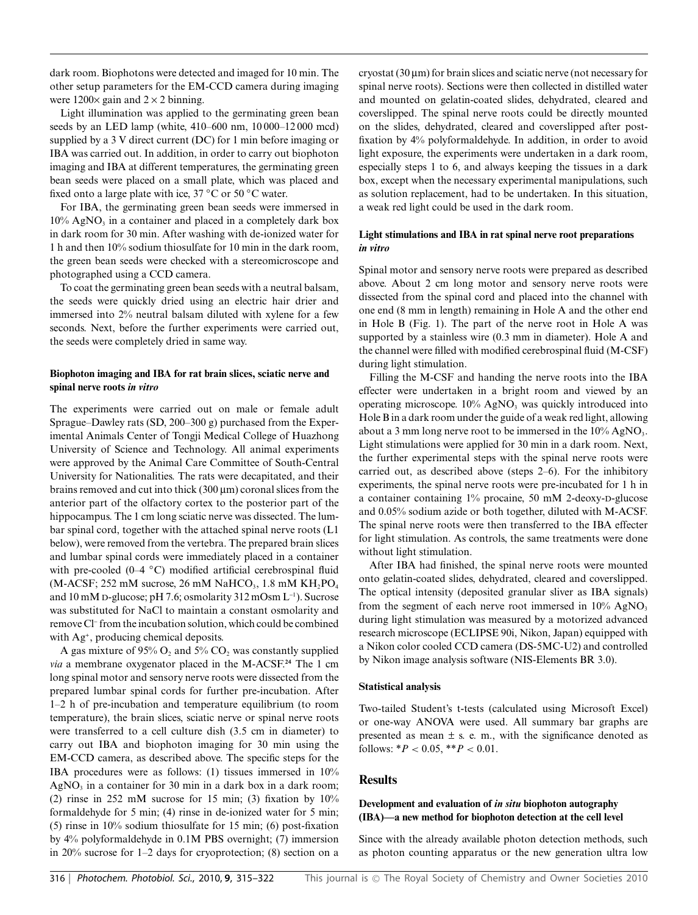dark room. Biophotons were detected and imaged for 10 min. The other setup parameters for the EM-CCD camera during imaging were 1200× gain and 2 × 2 binning.

Light illumination was applied to the germinating green bean seeds by an LED lamp (white, 410–600 nm, 10 000–12 000 mcd) supplied by a 3 V direct current (DC) for 1 min before imaging or IBA was carried out. In addition, in order to carry out biophoton imaging and IBA at different temperatures, the germinating green bean seeds were placed on a small plate, which was placed and fixed onto a large plate with ice, 37 °C or 50 °C water.

For IBA, the germinating green bean seeds were immersed in 10% $AgNO_3$ in a container and placed in a completely dark box in dark room for 30 min. After washing with de-ionized water for 1 h and then 10% sodium thiosulfate for 10 min in the dark room, the green bean seeds were checked with a stereomicroscope and photographed using a CCD camera.

To coat the germinating green bean seeds with a neutral balsam, the seeds were quickly dried using an electric hair drier and immersed into 2% neutral balsam diluted with xylene for a few seconds. Next, before the further experiments were carried out, the seeds were completely dried in same way.

### Biophoton imaging and IBA for rat brain slices, sciatic nerve and spinal nerve roots *in vitro*

The experiments were carried out on male or female adult Sprague–Dawley rats (SD, 200–300 g) purchased from the Experimental Animals Center of Tongji Medical College of Huazhong University of Science and Technology. All animal experiments were approved by the Animal Care Committee of South-Central University for Nationalities. The rats were decapitated, and their brains removed and cut into thick (300 μm) coronal slices from the anterior part of the olfactory cortex to the posterior part of the hippocampus. The 1 cm long sciatic nerve was dissected. The lumbar spinal cord, together with the attached spinal nerve roots (L1 below), were removed from the vertebra. The prepared brain slices and lumbar spinal cords were immediately placed in a container with pre-cooled (0–4 °C) modified artificial cerebrospinal fluid (M-ACSF; 252 mM sucrose, 26 mM $NaHCO_3$, 1.8 mM $KH_2PO_4$ and 10 mM D-glucose; pH 7.6; osmolarity 312 mOsm $L^{-1}$). Sucrose was substituted for NaCl to maintain a constant osmolarity and remove $Cl^-$ from the incubation solution, which could be combined with $Ag^+$, producing chemical deposits.

A gas mixture of 95% $O_2$ and 5% $CO_2$ was constantly supplied *via* a membrane oxygenator placed in the M-ACSF.[24] The 1 cm long spinal motor and sensory nerve roots were dissected from the prepared lumbar spinal cords for further pre-incubation. After 1–2 h of pre-incubation and temperature equilibrium (to room temperature), the brain slices, sciatic nerve or spinal nerve roots were transferred to a cell culture dish (3.5 cm in diameter) to carry out IBA and biophoton imaging for 30 min using the EM-CCD camera, as described above. The specific steps for the IBA procedures were as follows: (1) tissues immersed in 10% $AgNO_3$ in a container for 30 min in a dark box in a dark room; (2) rinse in 252 mM sucrose for 15 min; (3) fixation by 10% formaldehyde for 5 min; (4) rinse in de-ionized water for 5 min; (5) rinse in 10% sodium thiosulfate for 15 min; (6) post-fixation by 4% polyformaldehyde in 0.1M PBS overnight; (7) immersion in 20% sucrose for 1–2 days for cryoprotection; (8) section on a cryostat (30 μm) for brain slices and sciatic nerve (not necessary for spinal nerve roots). Sections were then collected in distilled water and mounted on gelatin-coated slides, dehydrated, cleared and coverslipped. The spinal nerve roots could be directly mounted on the slides, dehydrated, cleared and coverslipped after post-fixation by 4% polyformaldehyde. In addition, in order to avoid light exposure, the experiments were undertaken in a dark room, especially steps 1 to 6, and always keeping the tissues in a dark box, except when the necessary experimental manipulations, such as solution replacement, had to be undertaken. In this situation, a weak red light could be used in the dark room.

### Light stimulations and IBA in rat spinal nerve root preparations *in vitro*

Spinal motor and sensory nerve roots were prepared as described above. About 2 cm long motor and sensory nerve roots were dissected from the spinal cord and placed into the channel with one end (8 mm in length) remaining in Hole A and the other end in Hole B (Fig. 1). The part of the nerve root in Hole A was supported by a stainless wire (0.3 mm in diameter). Hole A and the channel were filled with modified cerebrospinal fluid (M-CSF) during light stimulation.

Filling the M-CSF and handing the nerve roots into the IBA effecter were undertaken in a bright room and viewed by an operating microscope. 10% $AgNO_3$ was quickly introduced into Hole B in a dark room under the guide of a weak red light, allowing about a 3 mm long nerve root to be immersed in the 10% $AgNO_3$. Light stimulations were applied for 30 min in a dark room. Next, the further experimental steps with the spinal nerve roots were carried out, as described above (steps 2–6). For the inhibitory experiments, the spinal nerve roots were pre-incubated for 1 h in a container containing 1% procaine, 50 mM 2-deoxy-D-glucose and 0.05% sodium azide or both together, diluted with M-ACSF. The spinal nerve roots were then transferred to the IBA effecter for light stimulation. As controls, the same treatments were done without light stimulation.

After IBA had finished, the spinal nerve roots were mounted onto gelatin-coated slides, dehydrated, cleared and coverslipped. The optical intensity (deposited granular sliver as IBA signals) from the segment of each nerve root immersed in 10% $AgNO_3$ during light stimulation was measured by a motorized advanced research microscope (ECLIPSE 90i, Nikon, Japan) equipped with a Nikon color cooled CCD camera (DS-5MC-U2) and controlled by Nikon image analysis software (NIS-Elements BR 3.0).

### Statistical analysis

Two-tailed Student's t-tests (calculated using Microsoft Excel) or one-way ANOVA were used. All summary bar graphs are presented as mean ± s. e. m., with the significance denoted as follows: \*$P < 0.05$, \*\*$P < 0.01$.

## Results

### Development and evaluation of *in situ* biophoton autography (IBA)—a new method for biophoton detection at the cell level

Since with the already available photon detection methods, such as photon counting apparatus or the new generation ultra low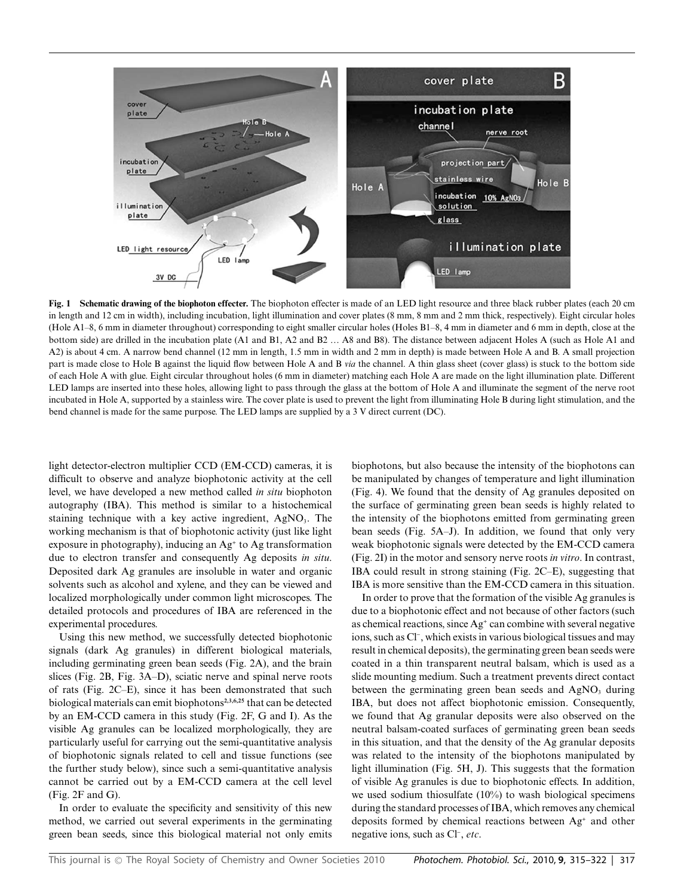**Fig. 1 Schematic drawing of the biophoton effecter.** The biophoton effecter is made of an LED light resource and three black rubber plates (each 20 cm in length and 12 cm in width), including incubation, light illumination and cover plates (8 mm, 8 mm and 2 mm thick, respectively). Eight circular holes (Hole A1–8, 6 mm in diameter throughout) corresponding to eight smaller circular holes (Holes B1–8, 4 mm in diameter and 6 mm in depth, close at the bottom side) are drilled in the incubation plate (A1 and B1, A2 and B2 … A8 and B8). The distance between adjacent Holes A (such as Hole A1 and A2) is about 4 cm. A narrow bend channel (12 mm in length, 1.5 mm in width and 2 mm in depth) is made between Hole A and B. A small projection part is made close to Hole B against the liquid flow between Hole A and B *via* the channel. A thin glass sheet (cover glass) is stuck to the bottom side of each Hole A with glue. Eight circular throughout holes (6 mm in diameter) matching each Hole A are made on the light illumination plate. Different LED lamps are inserted into these holes, allowing light to pass through the glass at the bottom of Hole A and illuminate the segment of the nerve root incubated in Hole A, supported by a stainless wire. The cover plate is used to prevent the light from illuminating Hole B during light stimulation, and the bend channel is made for the same purpose. The LED lamps are supplied by a 3 V direct current (DC).

light detector-electron multiplier CCD (EM-CCD) cameras, it is difficult to observe and analyze biophotonic activity at the cell level, we have developed a new method called *in situ* biophoton autography (IBA). This method is similar to a histochemical staining technique with a key active ingredient, $AgNO_3$. The working mechanism is that of biophotonic activity (just like light exposure in photography), inducing an $Ag^+$ to Ag transformation due to electron transfer and consequently Ag deposits *in situ*. Deposited dark Ag granules are insoluble in water and organic solvents such as alcohol and xylene, and they can be viewed and localized morphologically under common light microscopes. The detailed protocols and procedures of IBA are referenced in the experimental procedures.

Using this new method, we successfully detected biophotonic signals (dark Ag granules) in different biological materials, including germinating green bean seeds (Fig. 2A), and the brain slices (Fig. 2B, Fig. 3A–D), sciatic nerve and spinal nerve roots of rats (Fig. 2C–E), since it has been demonstrated that such biological materials can emit biophotons[2,3,6,25] that can be detected by an EM-CCD camera in this study (Fig. 2F, G and I). As the visible Ag granules can be localized morphologically, they are particularly useful for carrying out the semi-quantitative analysis of biophotonic signals related to cell and tissue functions (see the further study below), since such a semi-quantitative analysis cannot be carried out by a EM-CCD camera at the cell level (Fig. 2F and G).

In order to evaluate the specificity and sensitivity of this new method, we carried out several experiments in the germinating green bean seeds, since this biological material not only emits biophotons, but also because the intensity of the biophotons can be manipulated by changes of temperature and light illumination (Fig. 4). We found that the density of Ag granules deposited on the surface of germinating green bean seeds is highly related to the intensity of the biophotons emitted from germinating green bean seeds (Fig. 5A–J). In addition, we found that only very weak biophotonic signals were detected by the EM-CCD camera (Fig. 2I) in the motor and sensory nerve roots *in vitro*. In contrast, IBA could result in strong staining (Fig. 2C–E), suggesting that IBA is more sensitive than the EM-CCD camera in this situation.

In order to prove that the formation of the visible Ag granules is due to a biophotonic effect and not because of other factors (such as chemical reactions, since $Ag^+$ can combine with several negative ions, such as $Cl^-$, which exists in various biological tissues and may result in chemical deposits), the germinating green bean seeds were coated in a thin transparent neutral balsam, which is used as a slide mounting medium. Such a treatment prevents direct contact between the germinating green bean seeds and $AgNO_3$ during IBA, but does not affect biophotonic emission. Consequently, we found that Ag granular deposits were also observed on the neutral balsam-coated surfaces of germinating green bean seeds in this situation, and that the density of the Ag granular deposits was related to the intensity of the biophotons manipulated by light illumination (Fig. 5H, J). This suggests that the formation of visible Ag granules is due to biophotonic effects. In addition, we used sodium thiosulfate (10%) to wash biological specimens during the standard processes of IBA, which removes any chemical deposits formed by chemical reactions between $Ag^+$ and other negative ions, such as $Cl^-$, *etc*.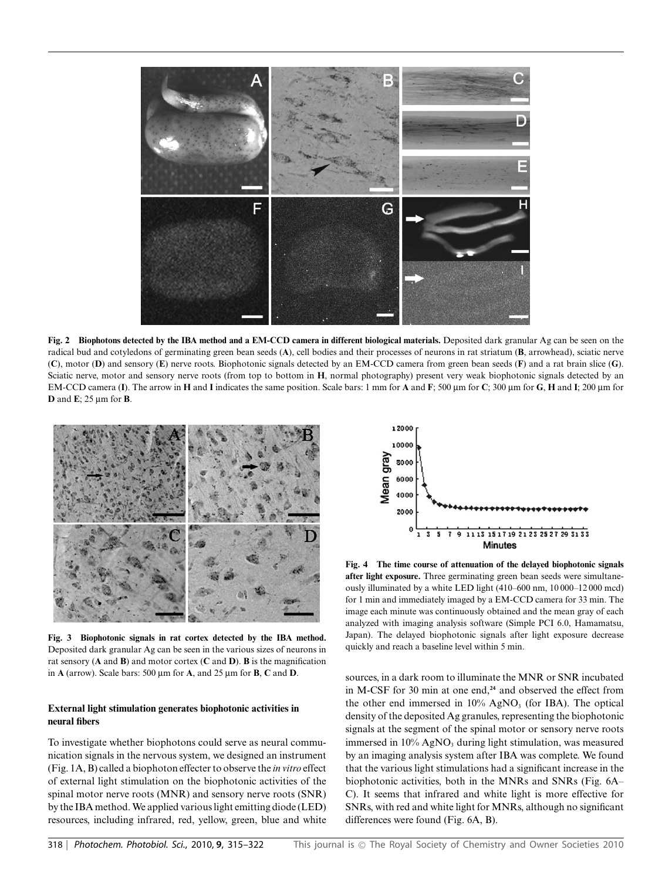**Fig. 2 Biophotons detected by the IBA method and a EM-CCD camera in different biological materials.** Deposited dark granular Ag can be seen on the radical bud and cotyledons of germinating green bean seeds (**A**), cell bodies and their processes of neurons in rat striatum (**B**, arrowhead), sciatic nerve (**C**), motor (**D**) and sensory (**E**) nerve roots. Biophotonic signals detected by an EM-CCD camera from green bean seeds (**F**) and a rat brain slice (**G**). Sciatic nerve, motor and sensory nerve roots (from top to bottom in **H**, normal photography) present very weak biophotonic signals detected by an EM-CCD camera (**I**). The arrow in **H** and **I** indicates the same position. Scale bars: 1 mm for **A** and **F**; 500 μm for **C**; 300 μm for **G**, **H** and **I**; 200 μm for **D** and **E**; 25 μm for **B**.

**Fig. 3 Biophotonic signals in rat cortex detected by the IBA method.** Deposited dark granular Ag can be seen in the various sizes of neurons in rat sensory (**A** and **B**) and motor cortex (**C** and **D**). **B** is the magnification in **A** (arrow). Scale bars: 500 μm for **A**, and 25 μm for **B**, **C** and **D**.

**Fig. 4 The time course of attenuation of the delayed biophotonic signals after light exposure.** Three germinating green bean seeds were simultaneously illuminated by a white LED light (410–600 nm, 10 000–12 000 mcd) for 1 min and immediately imaged by a EM-CCD camera for 33 min. The image each minute was continuously obtained and the mean gray of each analyzed with imaging analysis software (Simple PCI 6.0, Hamamatsu, Japan). The delayed biophotonic signals after light exposure decrease quickly and reach a baseline level within 5 min.

### External light stimulation generates biophotonic activities in neural fibers

To investigate whether biophotons could serve as neural communication signals in the nervous system, we designed an instrument (Fig. 1A, B) called a biophoton effecter to observe the *in vitro* effect of external light stimulation on the biophotonic activities of the spinal motor nerve roots (MNR) and sensory nerve roots (SNR) by the IBA method. We applied various light emitting diode (LED) resources, including infrared, red, yellow, green, blue and white sources, in a dark room to illuminate the MNR or SNR incubated in M-CSF for 30 min at one end,[24] and observed the effect from the other end immersed in 10% $AgNO_3$ (for IBA). The optical density of the deposited Ag granules, representing the biophotonic signals at the segment of the spinal motor or sensory nerve roots immersed in 10% $AgNO_3$ during light stimulation, was measured by an imaging analysis system after IBA was complete. We found that the various light stimulations had a significant increase in the biophotonic activities, both in the MNRs and SNRs (Fig. 6A–C). It seems that infrared and white light is more effective for SNRs, with red and white light for MNRs, although no significant differences were found (Fig. 6A, B).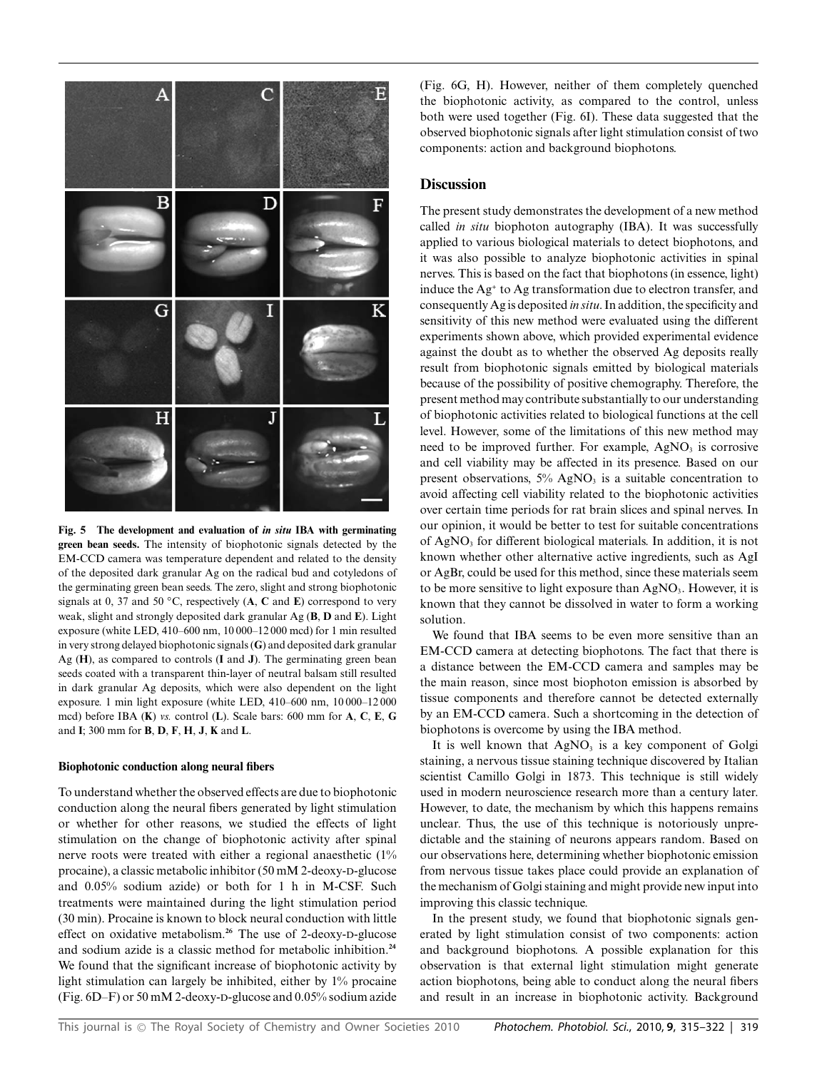A C E

B D F

G I K

H J L

**Fig. 5 The development and evaluation of *in situ* IBA with germinating green bean seeds.** The intensity of biophotonic signals detected by the EM-CCD camera was temperature dependent and related to the density of the deposited dark granular Ag on the radical bud and cotyledons of the germinating green bean seeds. The zero, slight and strong biophotonic signals at 0, 37 and 50 °C, respectively (**A**, **C** and **E**) correspond to very weak, slight and strongly deposited dark granular Ag (**B**, **D** and **E**). Light exposure (white LED, 410–600 nm, 10 000–12 000 mcd) for 1 min resulted in very strong delayed biophotonic signals (**G**) and deposited dark granular Ag (**H**), as compared to controls (**I** and **J**). The germinating green bean seeds coated with a transparent thin-layer of neutral balsam still resulted in dark granular Ag deposits, which were also dependent on the light exposure. 1 min light exposure (white LED, 410–600 nm, 10 000–12 000 mcd) before IBA (**K**) *vs.* control (**L**). Scale bars: 600 mm for **A**, **C**, **E**, **G** and **I**; 300 mm for **B**, **D**, **F**, **H**, **J**, **K** and **L**.

#### Biophotonic conduction along neural fibers

To understand whether the observed effects are due to biophotonic conduction along the neural fibers generated by light stimulation or whether for other reasons, we studied the effects of light stimulation on the change of biophotonic activity after spinal nerve roots were treated with either a regional anaesthetic (1% procaine), a classic metabolic inhibitor (50 mM 2-deoxy-D-glucose and 0.05% sodium azide) or both for 1 h in M-CSF. Such treatments were maintained during the light stimulation period (30 min). Procaine is known to block neural conduction with little effect on oxidative metabolism.[26] The use of 2-deoxy-D-glucose and sodium azide is a classic method for metabolic inhibition.[24] We found that the significant increase of biophotonic activity by light stimulation can largely be inhibited, either by 1% procaine (Fig. 6D–F) or 50 mM 2-deoxy-D-glucose and 0.05% sodium azide (Fig. 6G, H). However, neither of them completely quenched the biophotonic activity, as compared to the control, unless both were used together (Fig. 6I). These data suggested that the observed biophotonic signals after light stimulation consist of two components: action and background biophotons.

## Discussion

The present study demonstrates the development of a new method called *in situ* biophoton autography (IBA). It was successfully applied to various biological materials to detect biophotons, and it was also possible to analyze biophotonic activities in spinal nerves. This is based on the fact that biophotons (in essence, light) induce the $Ag^+$ to Ag transformation due to electron transfer, and consequently Ag is deposited *in situ*. In addition, the specificity and sensitivity of this new method were evaluated using the different experiments shown above, which provided experimental evidence against the doubt as to whether the observed Ag deposits really result from biophotonic signals emitted by biological materials because of the possibility of positive chemography. Therefore, the present method may contribute substantially to our understanding of biophotonic activities related to biological functions at the cell level. However, some of the limitations of this new method may need to be improved further. For example, $AgNO_3$ is corrosive and cell viability may be affected in its presence. Based on our present observations, 5% $AgNO_3$ is a suitable concentration to avoid affecting cell viability related to the biophotonic activities over certain time periods for rat brain slices and spinal nerves. In our opinion, it would be better to test for suitable concentrations of $AgNO_3$ for different biological materials. In addition, it is not known whether other alternative active ingredients, such as AgI or AgBr, could be used for this method, since these materials seem to be more sensitive to light exposure than $AgNO_3$. However, it is known that they cannot be dissolved in water to form a working solution.

We found that IBA seems to be even more sensitive than an EM-CCD camera at detecting biophotons. The fact that there is a distance between the EM-CCD camera and samples may be the main reason, since most biophoton emission is absorbed by tissue components and therefore cannot be detected externally by an EM-CCD camera. Such a shortcoming in the detection of biophotons is overcome by using the IBA method.

It is well known that $AgNO_3$ is a key component of Golgi staining, a nervous tissue staining technique discovered by Italian scientist Camillo Golgi in 1873. This technique is still widely used in modern neuroscience research more than a century later. However, to date, the mechanism by which this happens remains unclear. Thus, the use of this technique is notoriously unpredictable and the staining of neurons appears random. Based on our observations here, determining whether biophotonic emission from nervous tissue takes place could provide an explanation of the mechanism of Golgi staining and might provide new input into improving this classic technique.

In the present study, we found that biophotonic signals generated by light stimulation consist of two components: action and background biophotons. A possible explanation for this observation is that external light stimulation might generate action biophotons, being able to conduct along the neural fibers and result in an increase in biophotonic activity. Background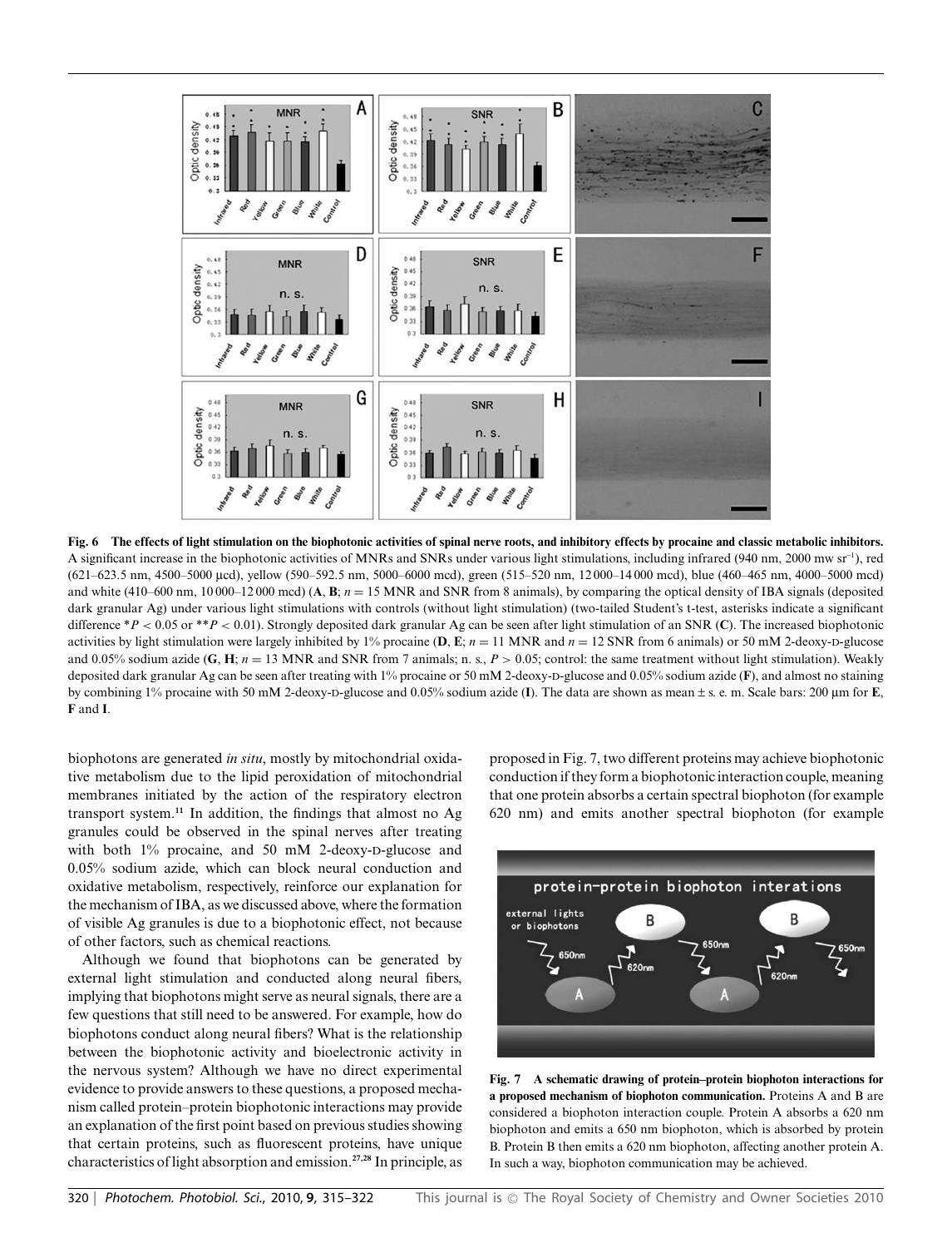**Fig. 6 The effects of light stimulation on the biophotonic activities of spinal nerve roots, and inhibitory effects by procaine and classic metabolic inhibitors.** A significant increase in the biophotonic activities of MNRs and SNRs under various light stimulations, including infrared (940 nm, 2000 mw $sr^{-1}$), red (621–623.5 nm, 4500–5000 μcd), yellow (590–592.5 nm, 5000–6000 mcd), green (515–520 nm, 12 000–14 000 mcd), blue (460–465 nm, 4000–5000 mcd) and white (410–600 nm, 10 000–12 000 mcd) (**A**, **B**; $n = 15$ MNR and SNR from 8 animals), by comparing the optical density of IBA signals (deposited dark granular Ag) under various light stimulations with controls (without light stimulation) (two-tailed Student's t-test, asterisks indicate a significant difference $^*P < 0.05$ or $^{**}P < 0.01$). Strongly deposited dark granular Ag can be seen after light stimulation of an SNR (**C**). The increased biophotonic activities by light stimulation were largely inhibited by 1% procaine (**D**, **E**; $n = 11$ MNR and $n = 12$ SNR from 6 animals) or 50 mM 2-deoxy-D-glucose and 0.05% sodium azide (**G**, **H**; $n = 13$ MNR and SNR from 7 animals; n. s., $P > 0.05$; control: the same treatment without light stimulation). Weakly deposited dark granular Ag can be seen after treating with 1% procaine or 50 mM 2-deoxy-D-glucose and 0.05% sodium azide (**F**), and almost no staining by combining 1% procaine with 50 mM 2-deoxy-D-glucose and 0.05% sodium azide (**I**). The data are shown as mean ± s. e. m. Scale bars: 200 μm for **E**, **F** and **I**.

biophotons are generated *in situ*, mostly by mitochondrial oxidative metabolism due to the lipid peroxidation of mitochondrial membranes initiated by the action of the respiratory electron transport system.[11] In addition, the findings that almost no Ag granules could be observed in the spinal nerves after treating with both 1% procaine, and 50 mM 2-deoxy-D-glucose and 0.05% sodium azide, which can block neural conduction and oxidative metabolism, respectively, reinforce our explanation for the mechanism of IBA, as we discussed above, where the formation of visible Ag granules is due to a biophotonic effect, not because of other factors, such as chemical reactions.

Although we found that biophotons can be generated by external light stimulation and conducted along neural fibers, implying that biophotons might serve as neural signals, there are a few questions that still need to be answered. For example, how do biophotons conduct along neural fibers? What is the relationship between the biophotonic activity and bioelectronic activity in the nervous system? Although we have no direct experimental evidence to provide answers to these questions, a proposed mechanism called protein–protein biophotonic interactions may provide an explanation of the first point based on previous studies showing that certain proteins, such as fluorescent proteins, have unique characteristics of light absorption and emission.[27,28] In principle, as proposed in Fig. 7, two different proteins may achieve biophotonic conduction if they form a biophotonic interaction couple, meaning that one protein absorbs a certain spectral biophoton (for example 620 nm) and emits another spectral biophoton (for example

**Fig. 7 A schematic drawing of protein–protein biophoton interactions for a proposed mechanism of biophoton communication.** Proteins A and B are considered a biophoton interaction couple. Protein A absorbs a 620 nm biophoton and emits a 650 nm biophoton, which is absorbed by protein B. Protein B then emits a 620 nm biophoton, affecting another protein A. In such a way, biophoton communication may be achieved.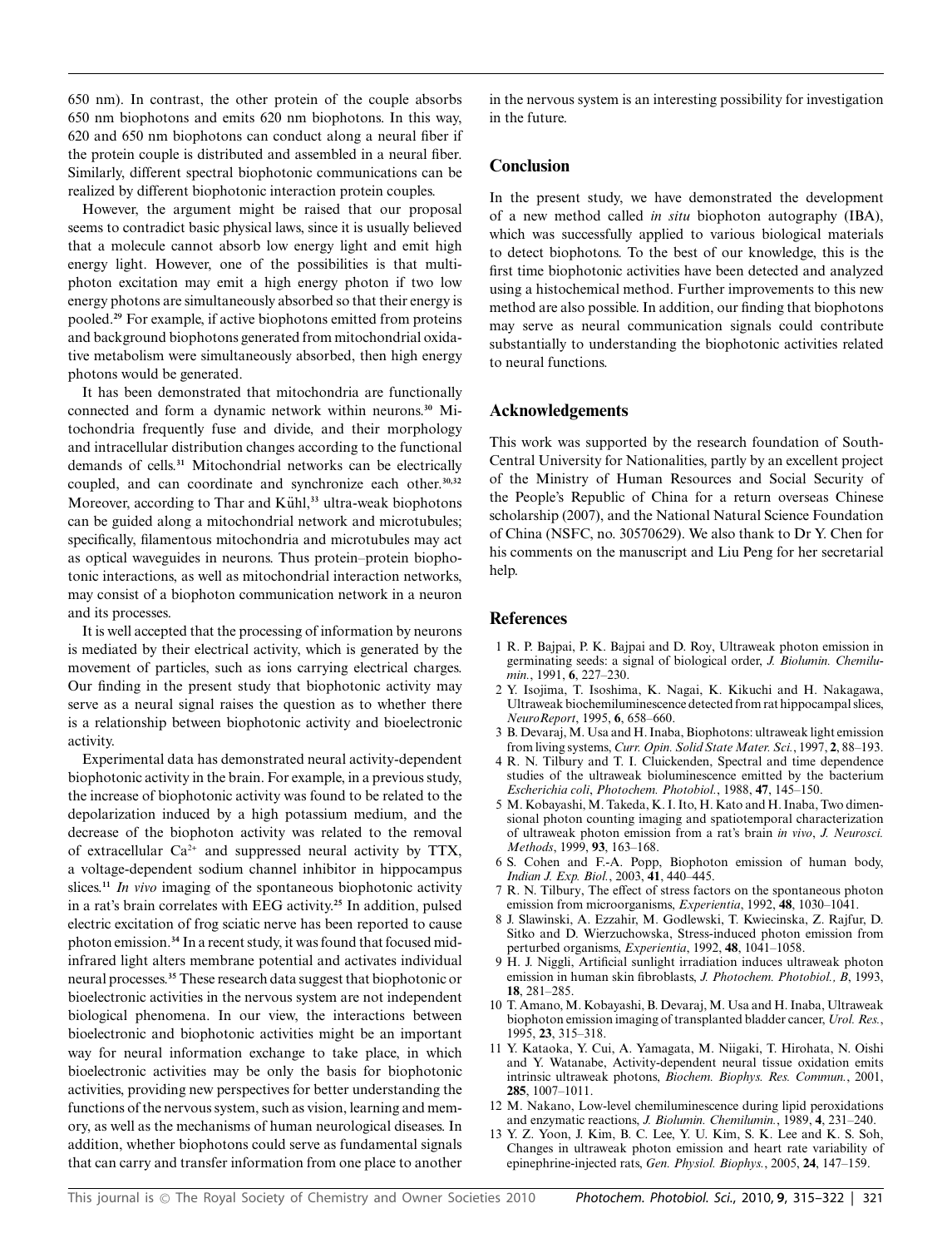650 nm). In contrast, the other protein of the couple absorbs 650 nm biophotons and emits 620 nm biophotons. In this way, 620 and 650 nm biophotons can conduct along a neural fiber if the protein couple is distributed and assembled in a neural fiber. Similarly, different spectral biophotonic communications can be realized by different biophotonic interaction protein couples.

However, the argument might be raised that our proposal seems to contradict basic physical laws, since it is usually believed that a molecule cannot absorb low energy light and emit high energy light. However, one of the possibilities is that multi-photon excitation may emit a high energy photon if two low energy photons are simultaneously absorbed so that their energy is pooled.[29] For example, if active biophotons emitted from proteins and background biophotons generated from mitochondrial oxidative metabolism were simultaneously absorbed, then high energy photons would be generated.

It has been demonstrated that mitochondria are functionally connected and form a dynamic network within neurons.[30] Mitochondria frequently fuse and divide, and their morphology and intracellular distribution changes according to the functional demands of cells.[31] Mitochondrial networks can be electrically coupled, and can coordinate and synchronize each other.[30,32] Moreover, according to Thar and Kühl,[33] ultra-weak biophotons can be guided along a mitochondrial network and microtubules; specifically, filamentous mitochondria and microtubules may act as optical waveguides in neurons. Thus protein–protein biophotonic interactions, as well as mitochondrial interaction networks, may consist of a biophoton communication network in a neuron and its processes.

It is well accepted that the processing of information by neurons is mediated by their electrical activity, which is generated by the movement of particles, such as ions carrying electrical charges. Our finding in the present study that biophotonic activity may serve as a neural signal raises the question as to whether there is a relationship between biophotonic activity and bioelectronic activity.

Experimental data has demonstrated neural activity-dependent biophotonic activity in the brain. For example, in a previous study, the increase of biophotonic activity was found to be related to the depolarization induced by a high potassium medium, and the decrease of the biophoton activity was related to the removal of extracellular $Ca^{2+}$ and suppressed neural activity by TTX, a voltage-dependent sodium channel inhibitor in hippocampus slices.[11] *In vivo* imaging of the spontaneous biophotonic activity in a rat's brain correlates with EEG activity.[25] In addition, pulsed electric excitation of frog sciatic nerve has been reported to cause photon emission.[34] In a recent study, it was found that focused mid-infrared light alters membrane potential and activates individual neural processes.[35] These research data suggest that biophotonic or bioelectronic activities in the nervous system are not independent biological phenomena. In our view, the interactions between bioelectronic and biophotonic activities might be an important way for neural information exchange to take place, in which bioelectronic activities may be only the basis for biophotonic activities, providing new perspectives for better understanding the functions of the nervous system, such as vision, learning and memory, as well as the mechanisms of human neurological diseases. In addition, whether biophotons could serve as fundamental signals that can carry and transfer information from one place to another in the nervous system is an interesting possibility for investigation in the future.

## Conclusion

In the present study, we have demonstrated the development of a new method called *in situ* biophoton autography (IBA), which was successfully applied to various biological materials to detect biophotons. To the best of our knowledge, this is the first time biophotonic activities have been detected and analyzed using a histochemical method. Further improvements to this new method are also possible. In addition, our finding that biophotons may serve as neural communication signals could contribute substantially to understanding the biophotonic activities related to neural functions.

## Acknowledgements

This work was supported by the research foundation of South-Central University for Nationalities, partly by an excellent project of the Ministry of Human Resources and Social Security of the People's Republic of China for a return overseas Chinese scholarship (2007), and the National Natural Science Foundation of China (NSFC, no. 30570629). We also thank to Dr Y. Chen for his comments on the manuscript and Liu Peng for her secretarial help.

## References

1 R. P. Bajpai, P. K. Bajpai and D. Roy, Ultraweak photon emission in germinating seeds: a signal of biological order, *J. Biolumin. Chemilumin.*, 1991, **6**, 227–230.
2 Y. Isojima, T. Isoshima, K. Nagai, K. Kikuchi and H. Nakagawa, Ultraweak biochemiluminescence detected from rat hippocampal slices, *NeuroReport*, 1995, **6**, 658–660.
3 B. Devaraj, M. Usa and H. Inaba, Biophotons: ultraweak light emission from living systems, *Curr. Opin. Solid State Mater. Sci.*, 1997, **2**, 88–193.
4 R. N. Tilbury and T. I. Cluickenden, Spectral and time dependence studies of the ultraweak bioluminescence emitted by the bacterium *Escherichia coli*, *Photochem. Photobiol.*, 1988, **47**, 145–150.
5 M. Kobayashi, M. Takeda, K. I. Ito, H. Kato and H. Inaba, Two dimensional photon counting imaging and spatiotemporal characterization of ultraweak photon emission from a rat's brain *in vivo*, *J. Neurosci. Methods*, 1999, **93**, 163–168.
6 S. Cohen and F.-A. Popp, Biophoton emission of human body, *Indian J. Exp. Biol.*, 2003, **41**, 440–445.
7 R. N. Tilbury, The effect of stress factors on the spontaneous photon emission from microorganisms, *Experientia*, 1992, **48**, 1030–1041.
8 J. Slawinski, A. Ezzahir, M. Godlewski, T. Kwiecinska, Z. Rajfur, D. Sitko and D. Wierzuchowska, Stress-induced photon emission from perturbed organisms, *Experientia*, 1992, **48**, 1041–1058.
9 H. J. Niggli, Artificial sunlight irradiation induces ultraweak photon emission in human skin fibroblasts, *J. Photochem. Photobiol., B*, 1993, **18**, 281–285.
10 T. Amano, M. Kobayashi, B. Devaraj, M. Usa and H. Inaba, Ultraweak biophoton emission imaging of transplanted bladder cancer, *Urol. Res.*, 1995, **23**, 315–318.
11 Y. Kataoka, Y. Cui, A. Yamagata, M. Niigaki, T. Hirohata, N. Oishi and Y. Watanabe, Activity-dependent neural tissue oxidation emits intrinsic ultraweak photons, *Biochem. Biophys. Res. Commun.*, 2001, **285**, 1007–1011.
12 M. Nakano, Low-level chemiluminescence during lipid peroxidations and enzymatic reactions, *J. Biolumin. Chemilumin.*, 1989, **4**, 231–240.
13 Y. Z. Yoon, J. Kim, B. C. Lee, Y. U. Kim, S. K. Lee and K. S. Soh, Changes in ultraweak photon emission and heart rate variability of epinephrine-injected rats, *Gen. Physiol. Biophys.*, 2005, **24**, 147–159.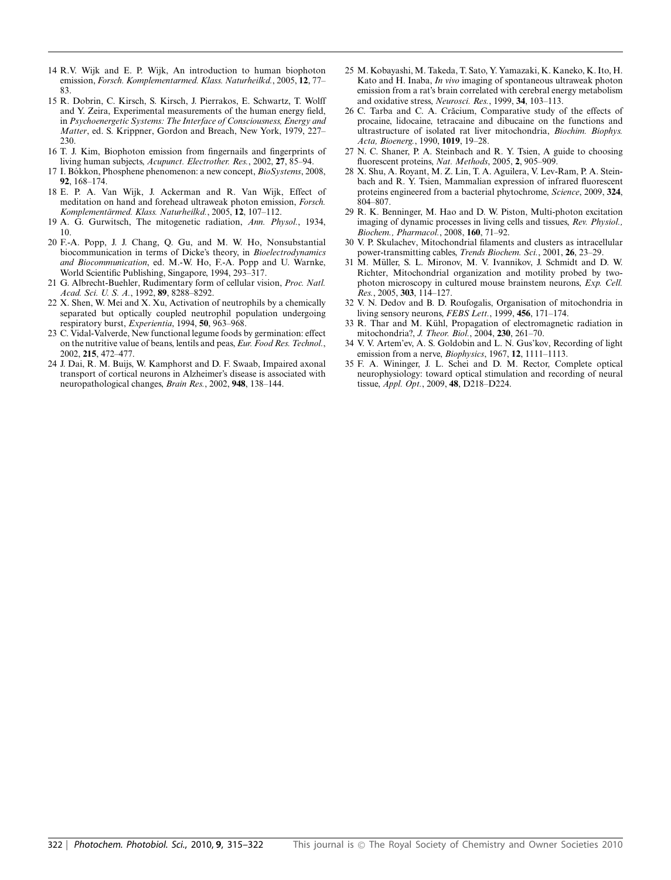14 R.V. Wijk and E. P. Wijk, An introduction to human biophoton emission, *Forsch. Komplementarmed. Klass. Naturheilkd.*, 2005, **12**, 77–83.

15 R. Dobrin, C. Kirsch, S. Kirsch, J. Pierrakos, E. Schwartz, T. Wolff and Y. Zeira, Experimental measurements of the human energy field, in *Psychoenergetic Systems: The Interface of Consciousness, Energy and Matter*, ed. S. Krippner, Gordon and Breach, New York, 1979, 227–230.

16 T. J. Kim, Biophoton emission from fingernails and fingerprints of living human subjects, *Acupunct. Electrother. Res.*, 2002, **27**, 85–94.

17 I. Bókkon, Phosphene phenomenon: a new concept, *BioSystems*, 2008, **92**, 168–174.

18 E. P. A. Van Wijk, J. Ackerman and R. Van Wijk, Effect of meditation on hand and forehead ultraweak photon emission, *Forsch. Komplementärmed. Klass. Naturheilkd.*, 2005, **12**, 107–112.

19 A. G. Gurwitsch, The mitogenetic radiation, *Ann. Physol.*, 1934, 10.

20 F.-A. Popp, J. J. Chang, Q. Gu, and M. W. Ho, Nonsubstantial biocommunication in terms of Dicke's theory, in *Bioelectrodynamics and Biocommunication*, ed. M.-W. Ho, F.-A. Popp and U. Warnke, World Scientific Publishing, Singapore, 1994, 293–317.

21 G. Albrecht-Buehler, Rudimentary form of cellular vision, *Proc. Natl. Acad. Sci. U. S. A.*, 1992, **89**, 8288–8292.

22 X. Shen, W. Mei and X. Xu, Activation of neutrophils by a chemically separated but optically coupled neutrophil population undergoing respiratory burst, *Experientia*, 1994, **50**, 963–968.

23 C. Vidal-Valverde, New functional legume foods by germination: effect on the nutritive value of beans, lentils and peas, *Eur. Food Res. Technol.*, 2002, **215**, 472–477.

24 J. Dai, R. M. Buijs, W. Kamphorst and D. F. Swaab, Impaired axonal transport of cortical neurons in Alzheimer's disease is associated with neuropathological changes, *Brain Res.*, 2002, **948**, 138–144.

25 M. Kobayashi, M. Takeda, T. Sato, Y. Yamazaki, K. Kaneko, K. Ito, H. Kato and H. Inaba, *In vivo* imaging of spontaneous ultraweak photon emission from a rat's brain correlated with cerebral energy metabolism and oxidative stress, *Neurosci. Res.*, 1999, **34**, 103–113.

26 C. Tarba and C. A. Crăcium, Comparative study of the effects of procaine, lidocaine, tetracaine and dibucaine on the functions and ultrastructure of isolated rat liver mitochondria, *Biochim. Biophys. Acta, Bioenerg.*, 1990, **1019**, 19–28.

27 N. C. Shaner, P. A. Steinbach and R. Y. Tsien, A guide to choosing fluorescent proteins, *Nat. Methods*, 2005, **2**, 905–909.

28 X. Shu, A. Royant, M. Z. Lin, T. A. Aguilera, V. Lev-Ram, P. A. Steinbach and R. Y. Tsien, Mammalian expression of infrared fluorescent proteins engineered from a bacterial phytochrome, *Science*, 2009, **324**, 804–807.

29 R. K. Benninger, M. Hao and D. W. Piston, Multi-photon excitation imaging of dynamic processes in living cells and tissues, *Rev. Physiol., Biochem., Pharmacol.*, 2008, **160**, 71–92.

30 V. P. Skulachev, Mitochondrial filaments and clusters as intracellular power-transmitting cables, *Trends Biochem. Sci.*, 2001, **26**, 23–29.

31 M. Müller, S. L. Mironov, M. V. Ivannikov, J. Schmidt and D. W. Richter, Mitochondrial organization and motility probed by two-photon microscopy in cultured mouse brainstem neurons, *Exp. Cell. Res.*, 2005, **303**, 114–127.

32 V. N. Dedov and B. D. Roufogalis, Organisation of mitochondria in living sensory neurons, *FEBS Lett.*, 1999, **456**, 171–174.

33 R. Thar and M. Kühl, Propagation of electromagnetic radiation in mitochondria?, *J. Theor. Biol.*, 2004, **230**, 261–70.

34 V. V. Artem'ev, A. S. Goldobin and L. N. Gus'kov, Recording of light emission from a nerve, *Biophysics*, 1967, **12**, 1111–1113.

35 F. A. Wininger, J. L. Schei and D. M. Rector, Complete optical neurophysiology: toward optical stimulation and recording of neural tissue, *Appl. Opt.*, 2009, **48**, D218–D224.